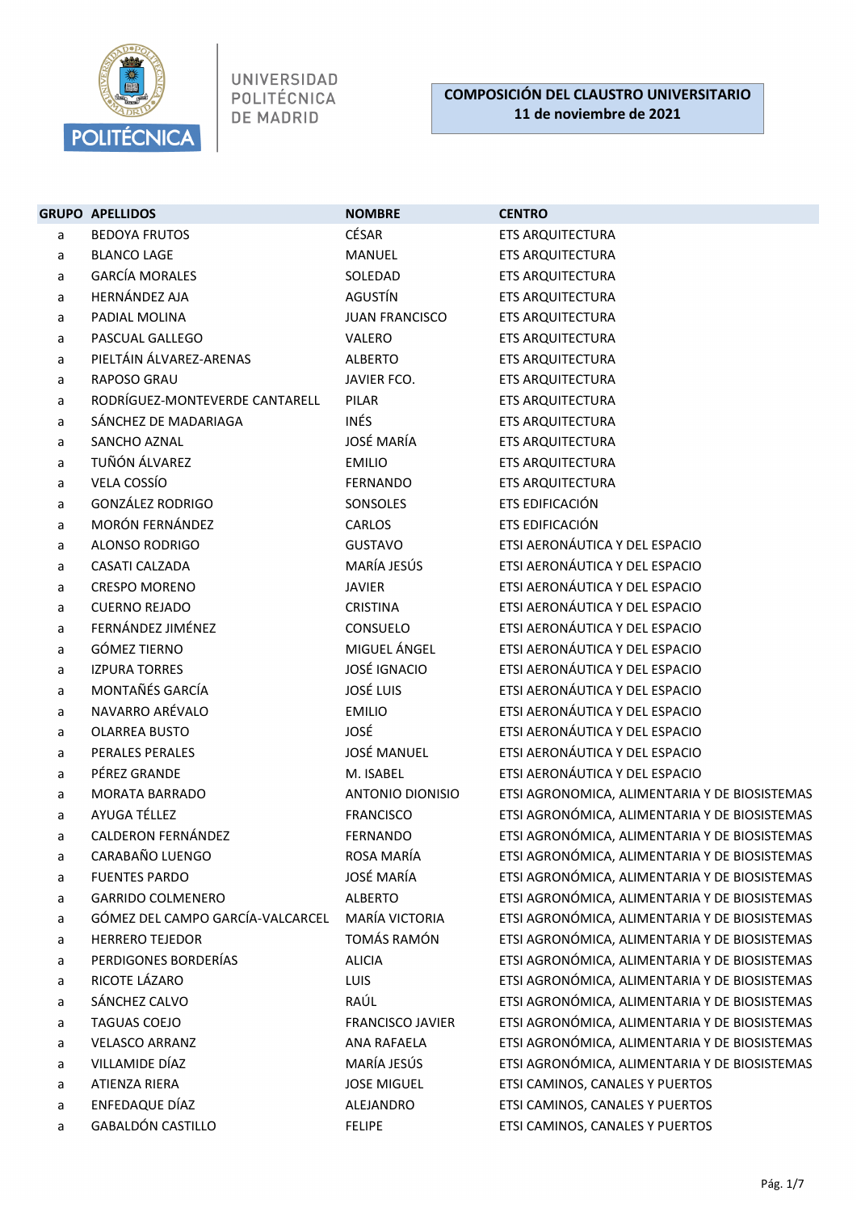UNIVERSIDAD POLITÉCNICA DE MADRID

# COMPOSICIÓN DEL CLAUSTRO UNIVERSITARIO
## 11 de noviembre de 2021

| GRUPO | APELLIDOS | NOMBRE | CENTRO |
|---|---|---|---|
| a | BEDOYA FRUTOS | CÉSAR | ETS ARQUITECTURA |
| a | BLANCO LAGE | MANUEL | ETS ARQUITECTURA |
| a | GARCÍA MORALES | SOLEDAD | ETS ARQUITECTURA |
| a | HERNÁNDEZ AJA | AGUSTÍN | ETS ARQUITECTURA |
| a | PADIAL MOLINA | JUAN FRANCISCO | ETS ARQUITECTURA |
| a | PASCUAL GALLEGO | VALERO | ETS ARQUITECTURA |
| a | PIELTÁIN ÁLVAREZ-ARENAS | ALBERTO | ETS ARQUITECTURA |
| a | RAPOSO GRAU | JAVIER FCO. | ETS ARQUITECTURA |
| a | RODRÍGUEZ-MONTEVERDE CANTARELL | PILAR | ETS ARQUITECTURA |
| a | SÁNCHEZ DE MADARIAGA | INÉS | ETS ARQUITECTURA |
| a | SANCHO AZNAL | JOSÉ MARÍA | ETS ARQUITECTURA |
| a | TUÑÓN ÁLVAREZ | EMILIO | ETS ARQUITECTURA |
| a | VELA COSSÍO | FERNANDO | ETS ARQUITECTURA |
| a | GONZÁLEZ RODRIGO | SONSOLES | ETS EDIFICACIÓN |
| a | MORÓN FERNÁNDEZ | CARLOS | ETS EDIFICACIÓN |
| a | ALONSO RODRIGO | GUSTAVO | ETSI AERONÁUTICA Y DEL ESPACIO |
| a | CASATI CALZADA | MARÍA JESÚS | ETSI AERONÁUTICA Y DEL ESPACIO |
| a | CRESPO MORENO | JAVIER | ETSI AERONÁUTICA Y DEL ESPACIO |
| a | CUERNO REJADO | CRISTINA | ETSI AERONÁUTICA Y DEL ESPACIO |
| a | FERNÁNDEZ JIMÉNEZ | CONSUELO | ETSI AERONÁUTICA Y DEL ESPACIO |
| a | GÓMEZ TIERNO | MIGUEL ÁNGEL | ETSI AERONÁUTICA Y DEL ESPACIO |
| a | IZPURA TORRES | JOSÉ IGNACIO | ETSI AERONÁUTICA Y DEL ESPACIO |
| a | MONTAÑÉS GARCÍA | JOSÉ LUIS | ETSI AERONÁUTICA Y DEL ESPACIO |
| a | NAVARRO ARÉVALO | EMILIO | ETSI AERONÁUTICA Y DEL ESPACIO |
| a | OLARREA BUSTO | JOSÉ | ETSI AERONÁUTICA Y DEL ESPACIO |
| a | PERALES PERALES | JOSÉ MANUEL | ETSI AERONÁUTICA Y DEL ESPACIO |
| a | PÉREZ GRANDE | M. ISABEL | ETSI AERONÁUTICA Y DEL ESPACIO |
| a | MORATA BARRADO | ANTONIO DIONISIO | ETSI AGRONOMICA, ALIMENTARIA Y DE BIOSISTEMAS |
| a | AYUGA TÉLLEZ | FRANCISCO | ETSI AGRONÓMICA, ALIMENTARIA Y DE BIOSISTEMAS |
| a | CALDERON FERNÁNDEZ | FERNANDO | ETSI AGRONÓMICA, ALIMENTARIA Y DE BIOSISTEMAS |
| a | CARABAÑO LUENGO | ROSA MARÍA | ETSI AGRONÓMICA, ALIMENTARIA Y DE BIOSISTEMAS |
| a | FUENTES PARDO | JOSÉ MARÍA | ETSI AGRONÓMICA, ALIMENTARIA Y DE BIOSISTEMAS |
| a | GARRIDO COLMENERO | ALBERTO | ETSI AGRONÓMICA, ALIMENTARIA Y DE BIOSISTEMAS |
| a | GÓMEZ DEL CAMPO GARCÍA-VALCARCEL | MARÍA VICTORIA | ETSI AGRONÓMICA, ALIMENTARIA Y DE BIOSISTEMAS |
| a | HERRERO TEJEDOR | TOMÁS RAMÓN | ETSI AGRONÓMICA, ALIMENTARIA Y DE BIOSISTEMAS |
| a | PERDIGONES BORDERÍAS | ALICIA | ETSI AGRONÓMICA, ALIMENTARIA Y DE BIOSISTEMAS |
| a | RICOTE LÁZARO | LUIS | ETSI AGRONÓMICA, ALIMENTARIA Y DE BIOSISTEMAS |
| a | SÁNCHEZ CALVO | RAÚL | ETSI AGRONÓMICA, ALIMENTARIA Y DE BIOSISTEMAS |
| a | TAGUAS COEJO | FRANCISCO JAVIER | ETSI AGRONÓMICA, ALIMENTARIA Y DE BIOSISTEMAS |
| a | VELASCO ARRANZ | ANA RAFAELA | ETSI AGRONÓMICA, ALIMENTARIA Y DE BIOSISTEMAS |
| a | VILLAMIDE DÍAZ | MARÍA JESÚS | ETSI AGRONÓMICA, ALIMENTARIA Y DE BIOSISTEMAS |
| a | ATIENZA RIERA | JOSE MIGUEL | ETSI CAMINOS, CANALES Y PUERTOS |
| a | ENFEDAQUE DÍAZ | ALEJANDRO | ETSI CAMINOS, CANALES Y PUERTOS |
| a | GABALDÓN CASTILLO | FELIPE | ETSI CAMINOS, CANALES Y PUERTOS |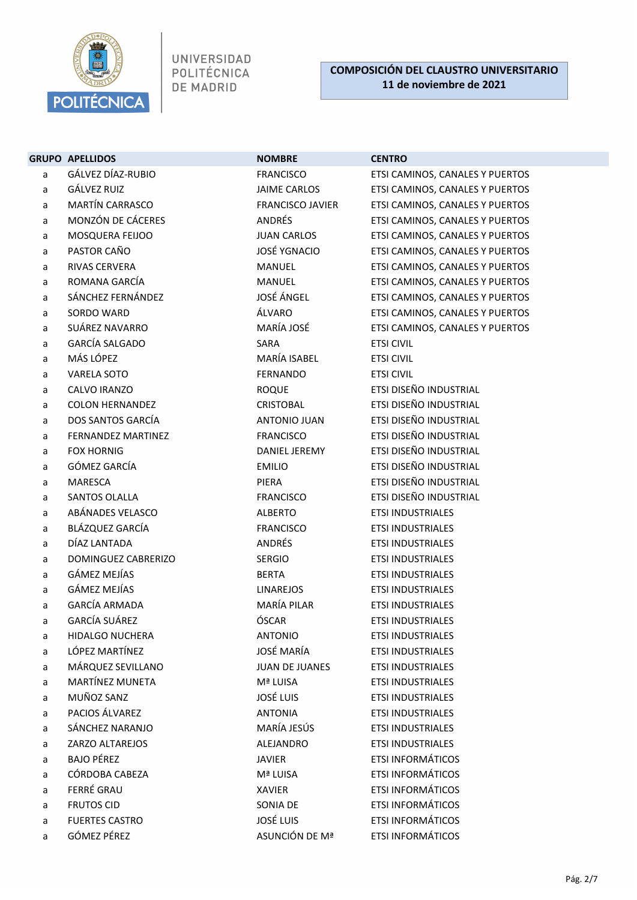**COMPOSICIÓN DEL CLAUSTRO UNIVERSITARIO**
**11 de noviembre de 2021**

| GRUPO | APELLIDOS | NOMBRE | CENTRO |
|---|---|---|---|
| a | GÁLVEZ DÍAZ-RUBIO | FRANCISCO | ETSI CAMINOS, CANALES Y PUERTOS |
| a | GÁLVEZ RUIZ | JAIME CARLOS | ETSI CAMINOS, CANALES Y PUERTOS |
| a | MARTÍN CARRASCO | FRANCISCO JAVIER | ETSI CAMINOS, CANALES Y PUERTOS |
| a | MONZÓN DE CÁCERES | ANDRÉS | ETSI CAMINOS, CANALES Y PUERTOS |
| a | MOSQUERA FEIJOO | JUAN CARLOS | ETSI CAMINOS, CANALES Y PUERTOS |
| a | PASTOR CAÑO | JOSÉ YGNACIO | ETSI CAMINOS, CANALES Y PUERTOS |
| a | RIVAS CERVERA | MANUEL | ETSI CAMINOS, CANALES Y PUERTOS |
| a | ROMANA GARCÍA | MANUEL | ETSI CAMINOS, CANALES Y PUERTOS |
| a | SÁNCHEZ FERNÁNDEZ | JOSÉ ÁNGEL | ETSI CAMINOS, CANALES Y PUERTOS |
| a | SORDO WARD | ÁLVARO | ETSI CAMINOS, CANALES Y PUERTOS |
| a | SUÁREZ NAVARRO | MARÍA JOSÉ | ETSI CAMINOS, CANALES Y PUERTOS |
| a | GARCÍA SALGADO | SARA | ETSI CIVIL |
| a | MÁS LÓPEZ | MARÍA ISABEL | ETSI CIVIL |
| a | VARELA SOTO | FERNANDO | ETSI CIVIL |
| a | CALVO IRANZO | ROQUE | ETSI DISEÑO INDUSTRIAL |
| a | COLON HERNANDEZ | CRISTOBAL | ETSI DISEÑO INDUSTRIAL |
| a | DOS SANTOS GARCÍA | ANTONIO JUAN | ETSI DISEÑO INDUSTRIAL |
| a | FERNANDEZ MARTINEZ | FRANCISCO | ETSI DISEÑO INDUSTRIAL |
| a | FOX HORNIG | DANIEL JEREMY | ETSI DISEÑO INDUSTRIAL |
| a | GÓMEZ GARCÍA | EMILIO | ETSI DISEÑO INDUSTRIAL |
| a | MARESCA | PIERA | ETSI DISEÑO INDUSTRIAL |
| a | SANTOS OLALLA | FRANCISCO | ETSI DISEÑO INDUSTRIAL |
| a | ABÁNADES VELASCO | ALBERTO | ETSI INDUSTRIALES |
| a | BLÁZQUEZ GARCÍA | FRANCISCO | ETSI INDUSTRIALES |
| a | DÍAZ LANTADA | ANDRÉS | ETSI INDUSTRIALES |
| a | DOMINGUEZ CABRERIZO | SERGIO | ETSI INDUSTRIALES |
| a | GÁMEZ MEJÍAS | BERTA | ETSI INDUSTRIALES |
| a | GÁMEZ MEJÍAS | LINAREJOS | ETSI INDUSTRIALES |
| a | GARCÍA ARMADA | MARÍA PILAR | ETSI INDUSTRIALES |
| a | GARCÍA SUÁREZ | ÓSCAR | ETSI INDUSTRIALES |
| a | HIDALGO NUCHERA | ANTONIO | ETSI INDUSTRIALES |
| a | LÓPEZ MARTÍNEZ | JOSÉ MARÍA | ETSI INDUSTRIALES |
| a | MÁRQUEZ SEVILLANO | JUAN DE JUANES | ETSI INDUSTRIALES |
| a | MARTÍNEZ MUNETA | Mª LUISA | ETSI INDUSTRIALES |
| a | MUÑOZ SANZ | JOSÉ LUIS | ETSI INDUSTRIALES |
| a | PACIOS ÁLVAREZ | ANTONIA | ETSI INDUSTRIALES |
| a | SÁNCHEZ NARANJO | MARÍA JESÚS | ETSI INDUSTRIALES |
| a | ZARZO ALTAREJOS | ALEJANDRO | ETSI INDUSTRIALES |
| a | BAJO PÉREZ | JAVIER | ETSI INFORMÁTICOS |
| a | CÓRDOBA CABEZA | Mª LUISA | ETSI INFORMÁTICOS |
| a | FERRÉ GRAU | XAVIER | ETSI INFORMÁTICOS |
| a | FRUTOS CID | SONIA DE | ETSI INFORMÁTICOS |
| a | FUERTES CASTRO | JOSÉ LUIS | ETSI INFORMÁTICOS |
| a | GÓMEZ PÉREZ | ASUNCIÓN DE Mª | ETSI INFORMÁTICOS |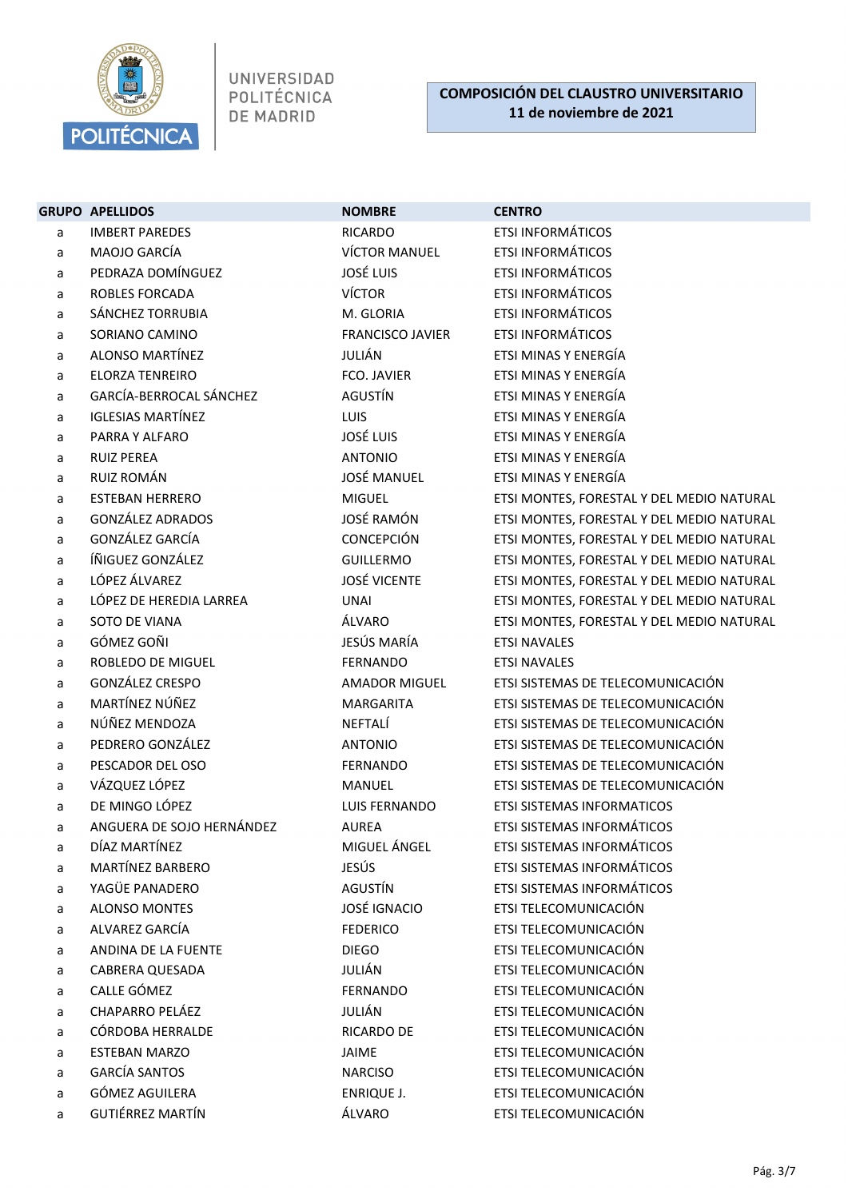**COMPOSICIÓN DEL CLAUSTRO UNIVERSITARIO**
**11 de noviembre de 2021**

| GRUPO | APELLIDOS | NOMBRE | CENTRO |
|---|---|---|---|
| a | IMBERT PAREDES | RICARDO | ETSI INFORMÁTICOS |
| a | MAOJO GARCÍA | VÍCTOR MANUEL | ETSI INFORMÁTICOS |
| a | PEDRAZA DOMÍNGUEZ | JOSÉ LUIS | ETSI INFORMÁTICOS |
| a | ROBLES FORCADA | VÍCTOR | ETSI INFORMÁTICOS |
| a | SÁNCHEZ TORRUBIA | M. GLORIA | ETSI INFORMÁTICOS |
| a | SORIANO CAMINO | FRANCISCO JAVIER | ETSI INFORMÁTICOS |
| a | ALONSO MARTÍNEZ | JULIÁN | ETSI MINAS Y ENERGÍA |
| a | ELORZA TENREIRO | FCO. JAVIER | ETSI MINAS Y ENERGÍA |
| a | GARCÍA-BERROCAL SÁNCHEZ | AGUSTÍN | ETSI MINAS Y ENERGÍA |
| a | IGLESIAS MARTÍNEZ | LUIS | ETSI MINAS Y ENERGÍA |
| a | PARRA Y ALFARO | JOSÉ LUIS | ETSI MINAS Y ENERGÍA |
| a | RUIZ PEREA | ANTONIO | ETSI MINAS Y ENERGÍA |
| a | RUIZ ROMÁN | JOSÉ MANUEL | ETSI MINAS Y ENERGÍA |
| a | ESTEBAN HERRERO | MIGUEL | ETSI MONTES, FORESTAL Y DEL MEDIO NATURAL |
| a | GONZÁLEZ ADRADOS | JOSÉ RAMÓN | ETSI MONTES, FORESTAL Y DEL MEDIO NATURAL |
| a | GONZÁLEZ GARCÍA | CONCEPCIÓN | ETSI MONTES, FORESTAL Y DEL MEDIO NATURAL |
| a | ÍÑIGUEZ GONZÁLEZ | GUILLERMO | ETSI MONTES, FORESTAL Y DEL MEDIO NATURAL |
| a | LÓPEZ ÁLVAREZ | JOSÉ VICENTE | ETSI MONTES, FORESTAL Y DEL MEDIO NATURAL |
| a | LÓPEZ DE HEREDIA LARREA | UNAI | ETSI MONTES, FORESTAL Y DEL MEDIO NATURAL |
| a | SOTO DE VIANA | ÁLVARO | ETSI MONTES, FORESTAL Y DEL MEDIO NATURAL |
| a | GÓMEZ GOÑI | JESÚS MARÍA | ETSI NAVALES |
| a | ROBLEDO DE MIGUEL | FERNANDO | ETSI NAVALES |
| a | GONZÁLEZ CRESPO | AMADOR MIGUEL | ETSI SISTEMAS DE TELECOMUNICACIÓN |
| a | MARTÍNEZ NÚÑEZ | MARGARITA | ETSI SISTEMAS DE TELECOMUNICACIÓN |
| a | NÚÑEZ MENDOZA | NEFTALÍ | ETSI SISTEMAS DE TELECOMUNICACIÓN |
| a | PEDRERO GONZÁLEZ | ANTONIO | ETSI SISTEMAS DE TELECOMUNICACIÓN |
| a | PESCADOR DEL OSO | FERNANDO | ETSI SISTEMAS DE TELECOMUNICACIÓN |
| a | VÁZQUEZ LÓPEZ | MANUEL | ETSI SISTEMAS DE TELECOMUNICACIÓN |
| a | DE MINGO LÓPEZ | LUIS FERNANDO | ETSI SISTEMAS INFORMATICOS |
| a | ANGUERA DE SOJO HERNÁNDEZ | AUREA | ETSI SISTEMAS INFORMÁTICOS |
| a | DÍAZ MARTÍNEZ | MIGUEL ÁNGEL | ETSI SISTEMAS INFORMÁTICOS |
| a | MARTÍNEZ BARBERO | JESÚS | ETSI SISTEMAS INFORMÁTICOS |
| a | YAGÜE PANADERO | AGUSTÍN | ETSI SISTEMAS INFORMÁTICOS |
| a | ALONSO MONTES | JOSÉ IGNACIO | ETSI TELECOMUNICACIÓN |
| a | ALVAREZ GARCÍA | FEDERICO | ETSI TELECOMUNICACIÓN |
| a | ANDINA DE LA FUENTE | DIEGO | ETSI TELECOMUNICACIÓN |
| a | CABRERA QUESADA | JULIÁN | ETSI TELECOMUNICACIÓN |
| a | CALLE GÓMEZ | FERNANDO | ETSI TELECOMUNICACIÓN |
| a | CHAPARRO PELÁEZ | JULIÁN | ETSI TELECOMUNICACIÓN |
| a | CÓRDOBA HERRALDE | RICARDO DE | ETSI TELECOMUNICACIÓN |
| a | ESTEBAN MARZO | JAIME | ETSI TELECOMUNICACIÓN |
| a | GARCÍA SANTOS | NARCISO | ETSI TELECOMUNICACIÓN |
| a | GÓMEZ AGUILERA | ENRIQUE J. | ETSI TELECOMUNICACIÓN |
| a | GUTIÉRREZ MARTÍN | ÁLVARO | ETSI TELECOMUNICACIÓN |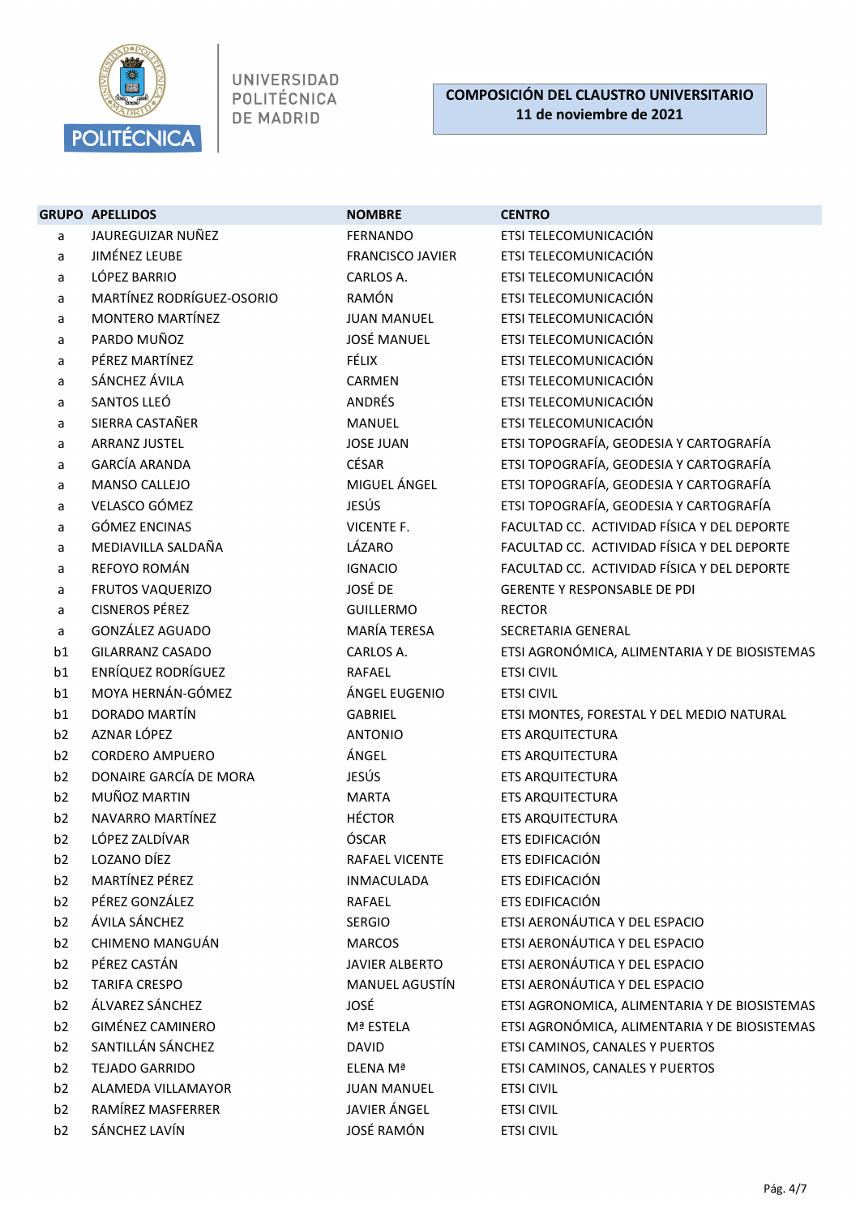**UNIVERSIDAD POLITÉCNICA DE MADRID**

**COMPOSICIÓN DEL CLAUSTRO UNIVERSITARIO**
**11 de noviembre de 2021**

| GRUPO | APELLIDOS | NOMBRE | CENTRO |
|---|---|---|---|
| a | JAUREGUIZAR NUÑEZ | FERNANDO | ETSI TELECOMUNICACIÓN |
| a | JIMÉNEZ LEUBE | FRANCISCO JAVIER | ETSI TELECOMUNICACIÓN |
| a | LÓPEZ BARRIO | CARLOS A. | ETSI TELECOMUNICACIÓN |
| a | MARTÍNEZ RODRÍGUEZ-OSORIO | RAMÓN | ETSI TELECOMUNICACIÓN |
| a | MONTERO MARTÍNEZ | JUAN MANUEL | ETSI TELECOMUNICACIÓN |
| a | PARDO MUÑOZ | JOSÉ MANUEL | ETSI TELECOMUNICACIÓN |
| a | PÉREZ MARTÍNEZ | FÉLIX | ETSI TELECOMUNICACIÓN |
| a | SÁNCHEZ ÁVILA | CARMEN | ETSI TELECOMUNICACIÓN |
| a | SANTOS LLEÓ | ANDRÉS | ETSI TELECOMUNICACIÓN |
| a | SIERRA CASTAÑER | MANUEL | ETSI TELECOMUNICACIÓN |
| a | ARRANZ JUSTEL | JOSE JUAN | ETSI TOPOGRAFÍA, GEODESIA Y CARTOGRAFÍA |
| a | GARCÍA ARANDA | CÉSAR | ETSI TOPOGRAFÍA, GEODESIA Y CARTOGRAFÍA |
| a | MANSO CALLEJO | MIGUEL ÁNGEL | ETSI TOPOGRAFÍA, GEODESIA Y CARTOGRAFÍA |
| a | VELASCO GÓMEZ | JESÚS | ETSI TOPOGRAFÍA, GEODESIA Y CARTOGRAFÍA |
| a | GÓMEZ ENCINAS | VICENTE F. | FACULTAD CC. ACTIVIDAD FÍSICA Y DEL DEPORTE |
| a | MEDIAVILLA SALDAÑA | LÁZARO | FACULTAD CC. ACTIVIDAD FÍSICA Y DEL DEPORTE |
| a | REFOYO ROMÁN | IGNACIO | FACULTAD CC. ACTIVIDAD FÍSICA Y DEL DEPORTE |
| a | FRUTOS VAQUERIZO | JOSÉ DE | GERENTE Y RESPONSABLE DE PDI |
| a | CISNEROS PÉREZ | GUILLERMO | RECTOR |
| a | GONZÁLEZ AGUADO | MARÍA TERESA | SECRETARIA GENERAL |
| b1 | GILARRANZ CASADO | CARLOS A. | ETSI AGRONÓMICA, ALIMENTARIA Y DE BIOSISTEMAS |
| b1 | ENRÍQUEZ RODRÍGUEZ | RAFAEL | ETSI CIVIL |
| b1 | MOYA HERNÁN-GÓMEZ | ÁNGEL EUGENIO | ETSI CIVIL |
| b1 | DORADO MARTÍN | GABRIEL | ETSI MONTES, FORESTAL Y DEL MEDIO NATURAL |
| b2 | AZNAR LÓPEZ | ANTONIO | ETS ARQUITECTURA |
| b2 | CORDERO AMPUERO | ÁNGEL | ETS ARQUITECTURA |
| b2 | DONAIRE GARCÍA DE MORA | JESÚS | ETS ARQUITECTURA |
| b2 | MUÑOZ MARTIN | MARTA | ETS ARQUITECTURA |
| b2 | NAVARRO MARTÍNEZ | HÉCTOR | ETS ARQUITECTURA |
| b2 | LÓPEZ ZALDÍVAR | ÓSCAR | ETS EDIFICACIÓN |
| b2 | LOZANO DÍEZ | RAFAEL VICENTE | ETS EDIFICACIÓN |
| b2 | MARTÍNEZ PÉREZ | INMACULADA | ETS EDIFICACIÓN |
| b2 | PÉREZ GONZÁLEZ | RAFAEL | ETS EDIFICACIÓN |
| b2 | ÁVILA SÁNCHEZ | SERGIO | ETSI AERONÁUTICA Y DEL ESPACIO |
| b2 | CHIMENO MANGUÁN | MARCOS | ETSI AERONÁUTICA Y DEL ESPACIO |
| b2 | PÉREZ CASTÁN | JAVIER ALBERTO | ETSI AERONÁUTICA Y DEL ESPACIO |
| b2 | TARIFA CRESPO | MANUEL AGUSTÍN | ETSI AERONÁUTICA Y DEL ESPACIO |
| b2 | ÁLVAREZ SÁNCHEZ | JOSÉ | ETSI AGRONOMICA, ALIMENTARIA Y DE BIOSISTEMAS |
| b2 | GIMÉNEZ CAMINERO | Mª ESTELA | ETSI AGRONÓMICA, ALIMENTARIA Y DE BIOSISTEMAS |
| b2 | SANTILLÁN SÁNCHEZ | DAVID | ETSI CAMINOS, CANALES Y PUERTOS |
| b2 | TEJADO GARRIDO | ELENA Mª | ETSI CAMINOS, CANALES Y PUERTOS |
| b2 | ALAMEDA VILLAMAYOR | JUAN MANUEL | ETSI CIVIL |
| b2 | RAMÍREZ MASFERRER | JAVIER ÁNGEL | ETSI CIVIL |
| b2 | SÁNCHEZ LAVÍN | JOSÉ RAMÓN | ETSI CIVIL |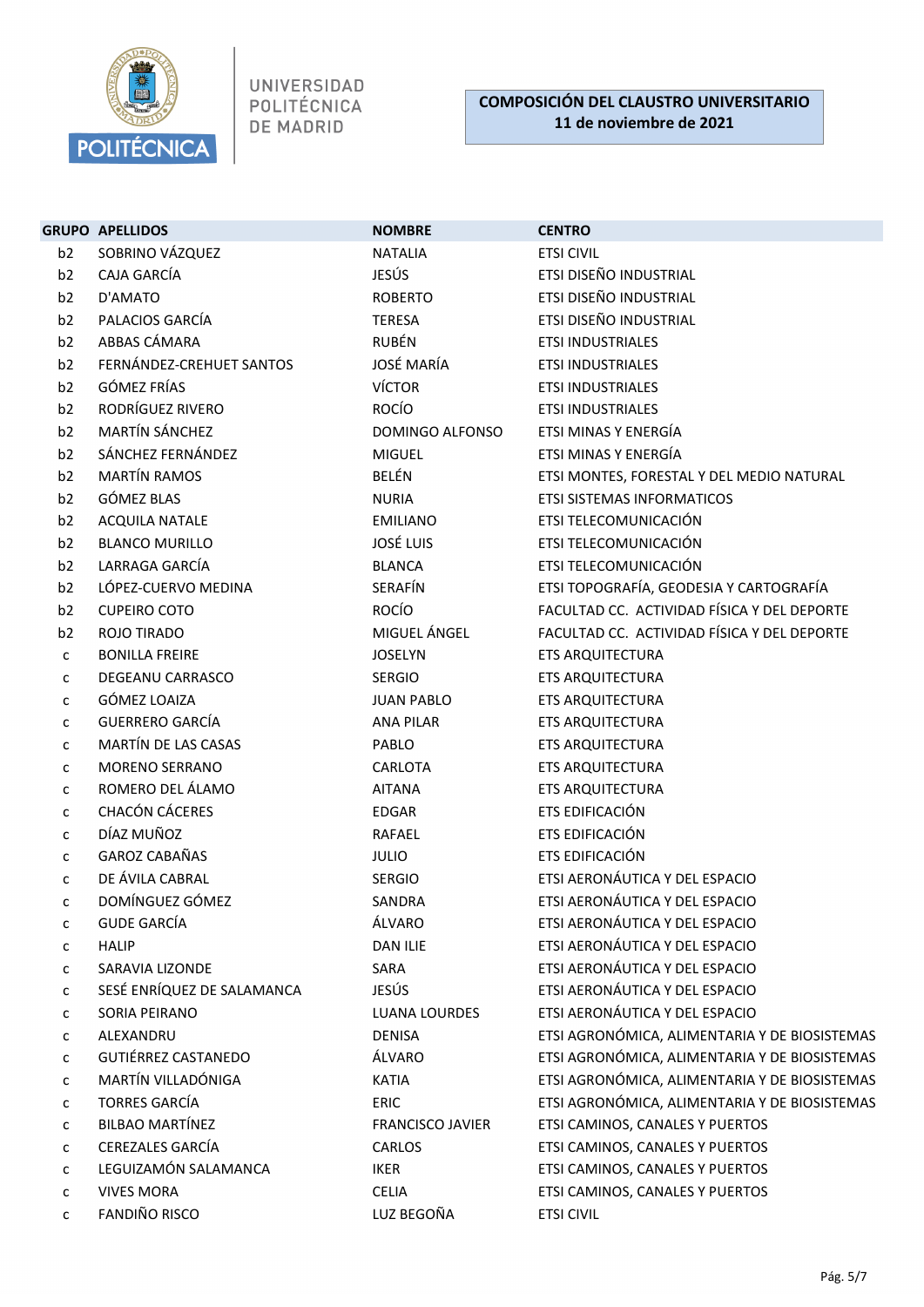**COMPOSICIÓN DEL CLAUSTRO UNIVERSITARIO**
**11 de noviembre de 2021**

| GRUPO | APELLIDOS | NOMBRE | CENTRO |
|---|---|---|---|
| b2 | SOBRINO VÁZQUEZ | NATALIA | ETSI CIVIL |
| b2 | CAJA GARCÍA | JESÚS | ETSI DISEÑO INDUSTRIAL |
| b2 | D'AMATO | ROBERTO | ETSI DISEÑO INDUSTRIAL |
| b2 | PALACIOS GARCÍA | TERESA | ETSI DISEÑO INDUSTRIAL |
| b2 | ABBAS CÁMARA | RUBÉN | ETSI INDUSTRIALES |
| b2 | FERNÁNDEZ-CREHUET SANTOS | JOSÉ MARÍA | ETSI INDUSTRIALES |
| b2 | GÓMEZ FRÍAS | VÍCTOR | ETSI INDUSTRIALES |
| b2 | RODRÍGUEZ RIVERO | ROCÍO | ETSI INDUSTRIALES |
| b2 | MARTÍN SÁNCHEZ | DOMINGO ALFONSO | ETSI MINAS Y ENERGÍA |
| b2 | SÁNCHEZ FERNÁNDEZ | MIGUEL | ETSI MINAS Y ENERGÍA |
| b2 | MARTÍN RAMOS | BELÉN | ETSI MONTES, FORESTAL Y DEL MEDIO NATURAL |
| b2 | GÓMEZ BLAS | NURIA | ETSI SISTEMAS INFORMATICOS |
| b2 | ACQUILA NATALE | EMILIANO | ETSI TELECOMUNICACIÓN |
| b2 | BLANCO MURILLO | JOSÉ LUIS | ETSI TELECOMUNICACIÓN |
| b2 | LARRAGA GARCÍA | BLANCA | ETSI TELECOMUNICACIÓN |
| b2 | LÓPEZ-CUERVO MEDINA | SERAFÍN | ETSI TOPOGRAFÍA, GEODESIA Y CARTOGRAFÍA |
| b2 | CUPEIRO COTO | ROCÍO | FACULTAD CC. ACTIVIDAD FÍSICA Y DEL DEPORTE |
| b2 | ROJO TIRADO | MIGUEL ÁNGEL | FACULTAD CC. ACTIVIDAD FÍSICA Y DEL DEPORTE |
| c | BONILLA FREIRE | JOSELYN | ETS ARQUITECTURA |
| c | DEGEANU CARRASCO | SERGIO | ETS ARQUITECTURA |
| c | GÓMEZ LOAIZA | JUAN PABLO | ETS ARQUITECTURA |
| c | GUERRERO GARCÍA | ANA PILAR | ETS ARQUITECTURA |
| c | MARTÍN DE LAS CASAS | PABLO | ETS ARQUITECTURA |
| c | MORENO SERRANO | CARLOTA | ETS ARQUITECTURA |
| c | ROMERO DEL ÁLAMO | AITANA | ETS ARQUITECTURA |
| c | CHACÓN CÁCERES | EDGAR | ETS EDIFICACIÓN |
| c | DÍAZ MUÑOZ | RAFAEL | ETS EDIFICACIÓN |
| c | GAROZ CABAÑAS | JULIO | ETS EDIFICACIÓN |
| c | DE ÁVILA CABRAL | SERGIO | ETSI AERONÁUTICA Y DEL ESPACIO |
| c | DOMÍNGUEZ GÓMEZ | SANDRA | ETSI AERONÁUTICA Y DEL ESPACIO |
| c | GUDE GARCÍA | ÁLVARO | ETSI AERONÁUTICA Y DEL ESPACIO |
| c | HALIP | DAN ILIE | ETSI AERONÁUTICA Y DEL ESPACIO |
| c | SARAVIA LIZONDE | SARA | ETSI AERONÁUTICA Y DEL ESPACIO |
| c | SESÉ ENRÍQUEZ DE SALAMANCA | JESÚS | ETSI AERONÁUTICA Y DEL ESPACIO |
| c | SORIA PEIRANO | LUANA LOURDES | ETSI AERONÁUTICA Y DEL ESPACIO |
| c | ALEXANDRU | DENISA | ETSI AGRONÓMICA, ALIMENTARIA Y DE BIOSISTEMAS |
| c | GUTIÉRREZ CASTANEDO | ÁLVARO | ETSI AGRONÓMICA, ALIMENTARIA Y DE BIOSISTEMAS |
| c | MARTÍN VILLADÓNIGA | KATIA | ETSI AGRONÓMICA, ALIMENTARIA Y DE BIOSISTEMAS |
| c | TORRES GARCÍA | ERIC | ETSI AGRONÓMICA, ALIMENTARIA Y DE BIOSISTEMAS |
| c | BILBAO MARTÍNEZ | FRANCISCO JAVIER | ETSI CAMINOS, CANALES Y PUERTOS |
| c | CEREZALES GARCÍA | CARLOS | ETSI CAMINOS, CANALES Y PUERTOS |
| c | LEGUIZAMÓN SALAMANCA | IKER | ETSI CAMINOS, CANALES Y PUERTOS |
| c | VIVES MORA | CELIA | ETSI CAMINOS, CANALES Y PUERTOS |
| c | FANDIÑO RISCO | LUZ BEGOÑA | ETSI CIVIL |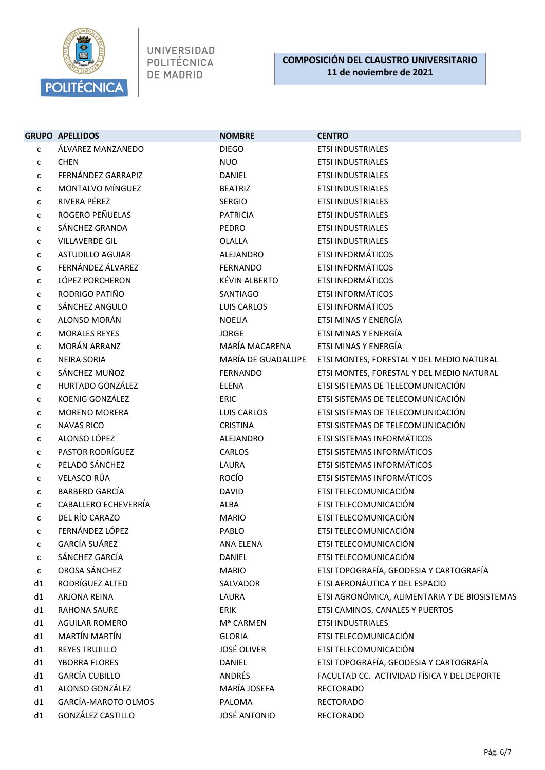UNIVERSIDAD POLITÉCNICA DE MADRID

**COMPOSICIÓN DEL CLAUSTRO UNIVERSITARIO**
**11 de noviembre de 2021**

| GRUPO | APELLIDOS | NOMBRE | CENTRO |
|---|---|---|---|
| c | ÁLVAREZ MANZANEDO | DIEGO | ETSI INDUSTRIALES |
| c | CHEN | NUO | ETSI INDUSTRIALES |
| c | FERNÁNDEZ GARRAPIZ | DANIEL | ETSI INDUSTRIALES |
| c | MONTALVO MÍNGUEZ | BEATRIZ | ETSI INDUSTRIALES |
| c | RIVERA PÉREZ | SERGIO | ETSI INDUSTRIALES |
| c | ROGERO PEÑUELAS | PATRICIA | ETSI INDUSTRIALES |
| c | SÁNCHEZ GRANDA | PEDRO | ETSI INDUSTRIALES |
| c | VILLAVERDE GIL | OLALLA | ETSI INDUSTRIALES |
| c | ASTUDILLO AGUIAR | ALEJANDRO | ETSI INFORMÁTICOS |
| c | FERNÁNDEZ ÁLVAREZ | FERNANDO | ETSI INFORMÁTICOS |
| c | LÓPEZ PORCHERON | KÉVIN ALBERTO | ETSI INFORMÁTICOS |
| c | RODRIGO PATIÑO | SANTIAGO | ETSI INFORMÁTICOS |
| c | SÁNCHEZ ANGULO | LUIS CARLOS | ETSI INFORMÁTICOS |
| c | ALONSO MORÁN | NOELIA | ETSI MINAS Y ENERGÍA |
| c | MORALES REYES | JORGE | ETSI MINAS Y ENERGÍA |
| c | MORÁN ARRANZ | MARÍA MACARENA | ETSI MINAS Y ENERGÍA |
| c | NEIRA SORIA | MARÍA DE GUADALUPE | ETSI MONTES, FORESTAL Y DEL MEDIO NATURAL |
| c | SÁNCHEZ MUÑOZ | FERNANDO | ETSI MONTES, FORESTAL Y DEL MEDIO NATURAL |
| c | HURTADO GONZÁLEZ | ELENA | ETSI SISTEMAS DE TELECOMUNICACIÓN |
| c | KOENIG GONZÁLEZ | ERIC | ETSI SISTEMAS DE TELECOMUNICACIÓN |
| c | MORENO MORERA | LUIS CARLOS | ETSI SISTEMAS DE TELECOMUNICACIÓN |
| c | NAVAS RICO | CRISTINA | ETSI SISTEMAS DE TELECOMUNICACIÓN |
| c | ALONSO LÓPEZ | ALEJANDRO | ETSI SISTEMAS INFORMÁTICOS |
| c | PASTOR RODRÍGUEZ | CARLOS | ETSI SISTEMAS INFORMÁTICOS |
| c | PELADO SÁNCHEZ | LAURA | ETSI SISTEMAS INFORMÁTICOS |
| c | VELASCO RÚA | ROCÍO | ETSI SISTEMAS INFORMÁTICOS |
| c | BARBERO GARCÍA | DAVID | ETSI TELECOMUNICACIÓN |
| c | CABALLERO ECHEVERRÍA | ALBA | ETSI TELECOMUNICACIÓN |
| c | DEL RÍO CARAZO | MARIO | ETSI TELECOMUNICACIÓN |
| c | FERNÁNDEZ LÓPEZ | PABLO | ETSI TELECOMUNICACIÓN |
| c | GARCÍA SUÁREZ | ANA ELENA | ETSI TELECOMUNICACIÓN |
| c | SÁNCHEZ GARCÍA | DANIEL | ETSI TELECOMUNICACIÓN |
| c | OROSA SÁNCHEZ | MARIO | ETSI TOPOGRAFÍA, GEODESIA Y CARTOGRAFÍA |
| d1 | RODRÍGUEZ ALTED | SALVADOR | ETSI AERONÁUTICA Y DEL ESPACIO |
| d1 | ARJONA REINA | LAURA | ETSI AGRONÓMICA, ALIMENTARIA Y DE BIOSISTEMAS |
| d1 | RAHONA SAURE | ERIK | ETSI CAMINOS, CANALES Y PUERTOS |
| d1 | AGUILAR ROMERO | Mª CARMEN | ETSI INDUSTRIALES |
| d1 | MARTÍN MARTÍN | GLORIA | ETSI TELECOMUNICACIÓN |
| d1 | REYES TRUJILLO | JOSÉ OLIVER | ETSI TELECOMUNICACIÓN |
| d1 | YBORRA FLORES | DANIEL | ETSI TOPOGRAFÍA, GEODESIA Y CARTOGRAFÍA |
| d1 | GARCÍA CUBILLO | ANDRÉS | FACULTAD CC. ACTIVIDAD FÍSICA Y DEL DEPORTE |
| d1 | ALONSO GONZÁLEZ | MARÍA JOSEFA | RECTORADO |
| d1 | GARCÍA-MAROTO OLMOS | PALOMA | RECTORADO |
| d1 | GONZÁLEZ CASTILLO | JOSÉ ANTONIO | RECTORADO |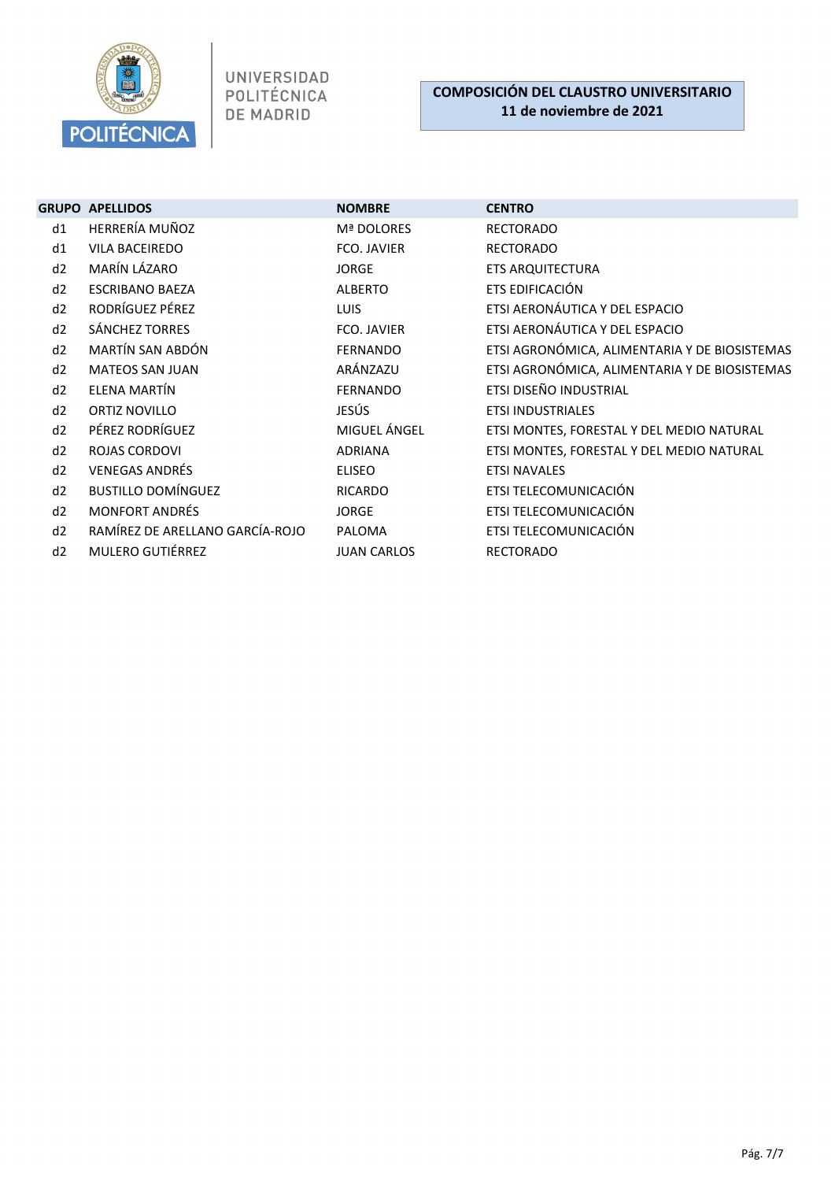UNIVERSIDAD POLITÉCNICA DE MADRID

**COMPOSICIÓN DEL CLAUSTRO UNIVERSITARIO**
**11 de noviembre de 2021**

| GRUPO | APELLIDOS | NOMBRE | CENTRO |
|---|---|---|---|
| d1 | HERRERÍA MUÑOZ | Mª DOLORES | RECTORADO |
| d1 | VILA BACEIREDO | FCO. JAVIER | RECTORADO |
| d2 | MARÍN LÁZARO | JORGE | ETS ARQUITECTURA |
| d2 | ESCRIBANO BAEZA | ALBERTO | ETS EDIFICACIÓN |
| d2 | RODRÍGUEZ PÉREZ | LUIS | ETSI AERONÁUTICA Y DEL ESPACIO |
| d2 | SÁNCHEZ TORRES | FCO. JAVIER | ETSI AERONÁUTICA Y DEL ESPACIO |
| d2 | MARTÍN SAN ABDÓN | FERNANDO | ETSI AGRONÓMICA, ALIMENTARIA Y DE BIOSISTEMAS |
| d2 | MATEOS SAN JUAN | ARÁNZAZU | ETSI AGRONÓMICA, ALIMENTARIA Y DE BIOSISTEMAS |
| d2 | ELENA MARTÍN | FERNANDO | ETSI DISEÑO INDUSTRIAL |
| d2 | ORTIZ NOVILLO | JESÚS | ETSI INDUSTRIALES |
| d2 | PÉREZ RODRÍGUEZ | MIGUEL ÁNGEL | ETSI MONTES, FORESTAL Y DEL MEDIO NATURAL |
| d2 | ROJAS CORDOVI | ADRIANA | ETSI MONTES, FORESTAL Y DEL MEDIO NATURAL |
| d2 | VENEGAS ANDRÉS | ELISEO | ETSI NAVALES |
| d2 | BUSTILLO DOMÍNGUEZ | RICARDO | ETSI TELECOMUNICACIÓN |
| d2 | MONFORT ANDRÉS | JORGE | ETSI TELECOMUNICACIÓN |
| d2 | RAMÍREZ DE ARELLANO GARCÍA-ROJO | PALOMA | ETSI TELECOMUNICACIÓN |
| d2 | MULERO GUTIÉRREZ | JUAN CARLOS | RECTORADO |